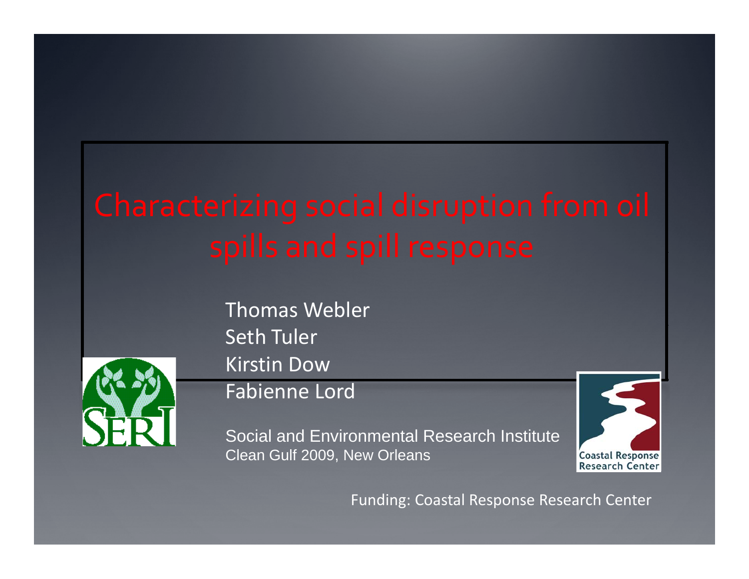# Characterizing social disruption from oil spills and spill response

Thomas Webler
Seth Tuler
Kirstin Dow
Fabienne Lord

Social and Environmental Research Institute
Clean Gulf 2009, New Orleans

Coastal Response Research Center

Funding: Coastal Response Research Center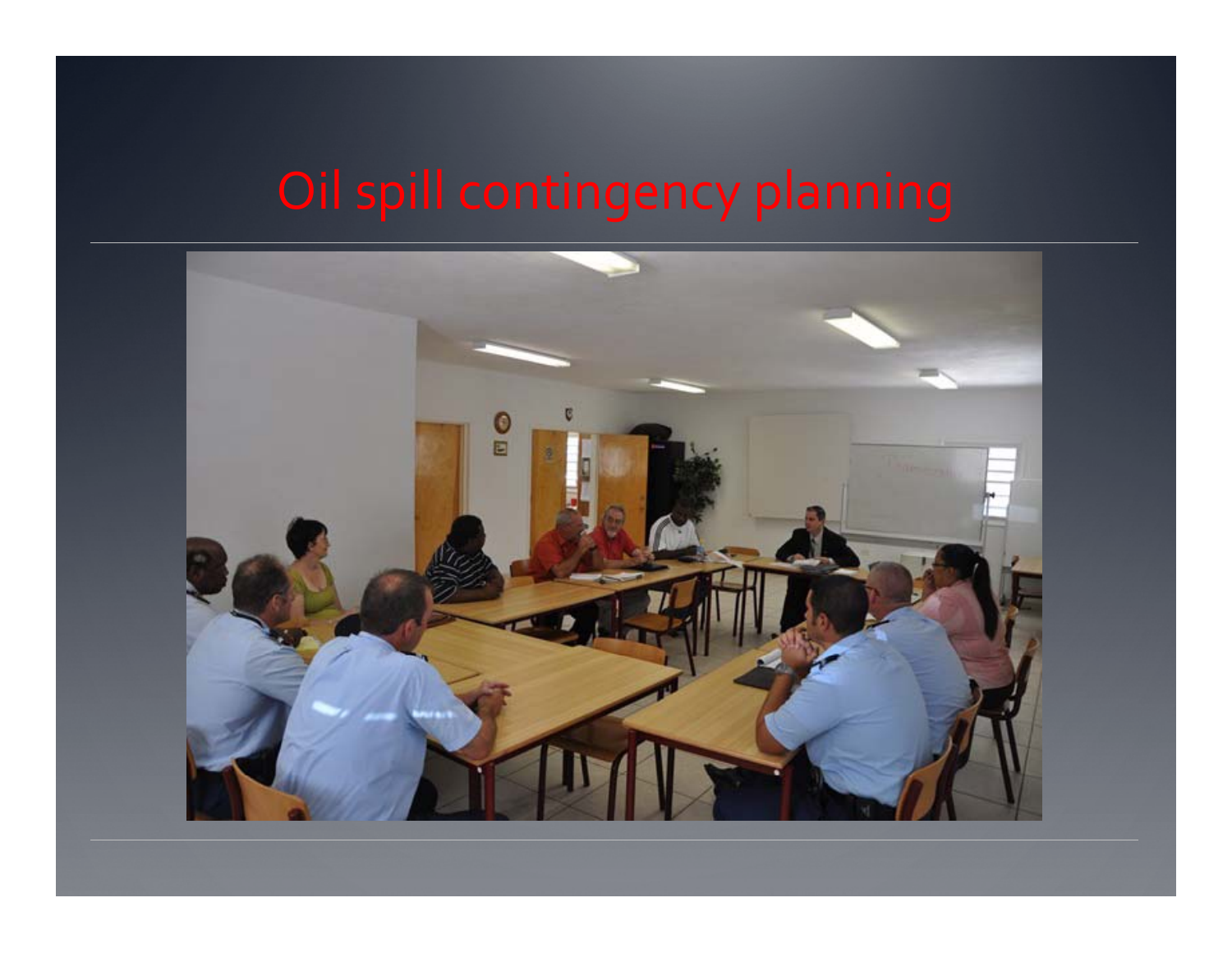# Oil spill contingency planning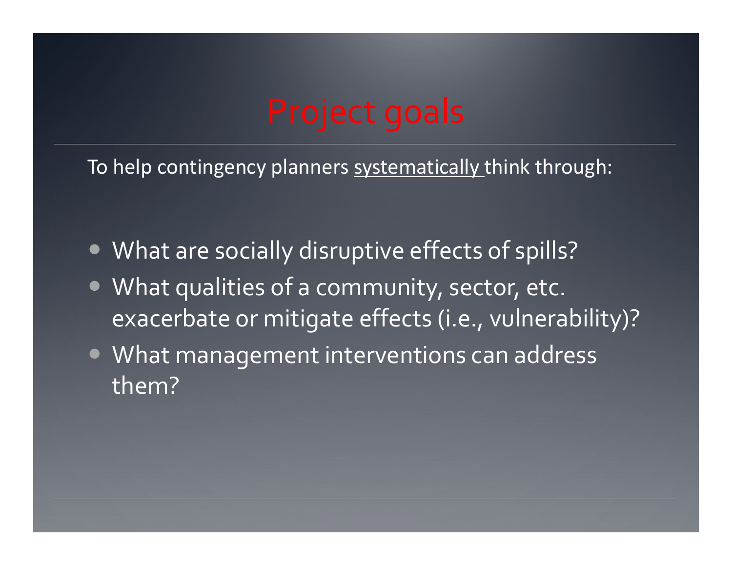# Project goals

To help contingency planners <u>systematically</u> think through:

- What are socially disruptive effects of spills?
- What qualities of a community, sector, etc. exacerbate or mitigate effects (i.e., vulnerability)?
- What management interventions can address them?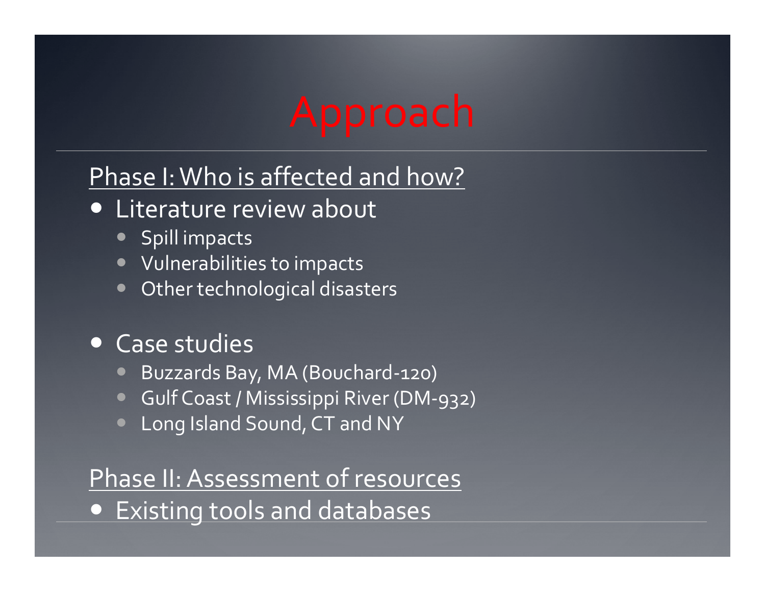# Approach

<u>Phase I: Who is affected and how?</u>

- Literature review about
  - Spill impacts
  - Vulnerabilities to impacts
  - Other technological disasters

- Case studies
  - Buzzards Bay, MA (Bouchard-120)
  - Gulf Coast / Mississippi River (DM-932)
  - Long Island Sound, CT and NY

<u>Phase II: Assessment of resources</u>

- Existing tools and databases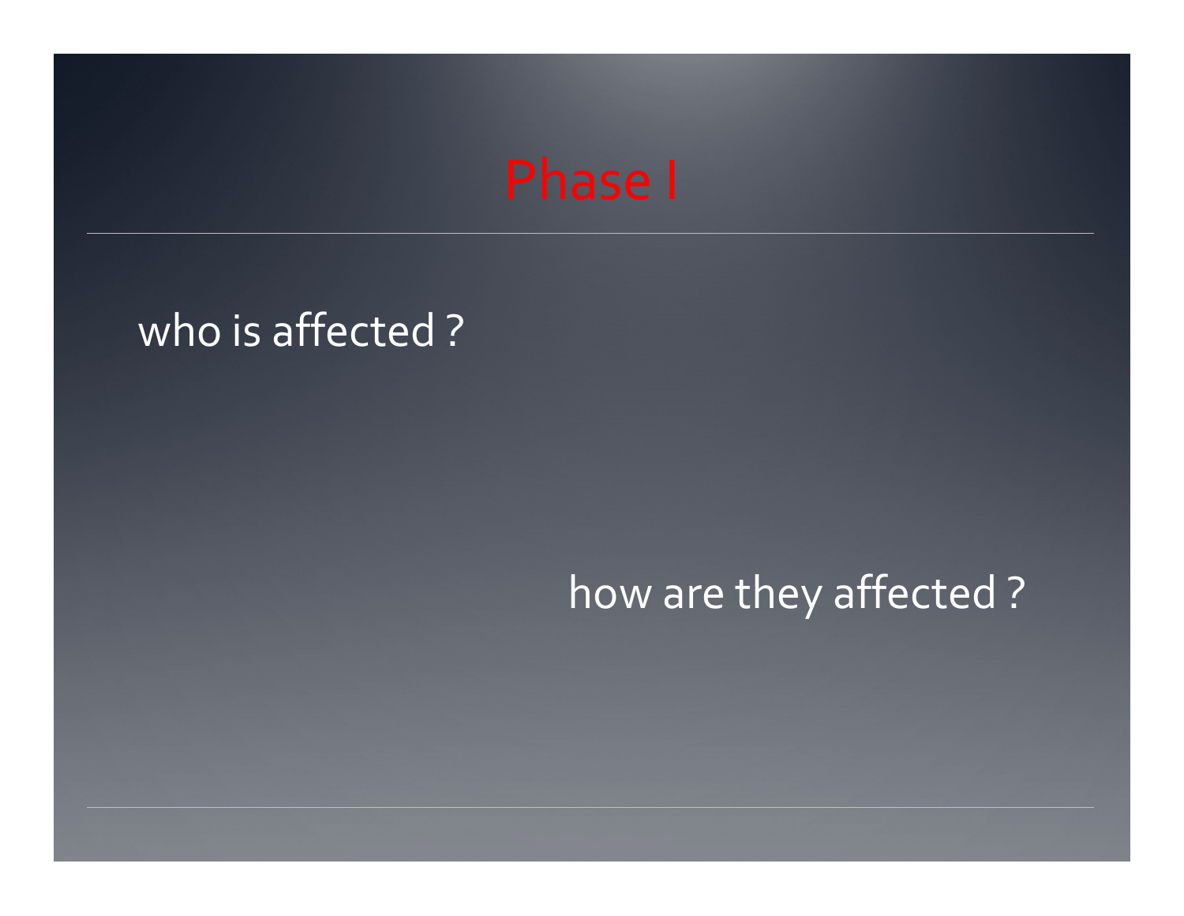# Phase I

who is affected ?

how are they affected ?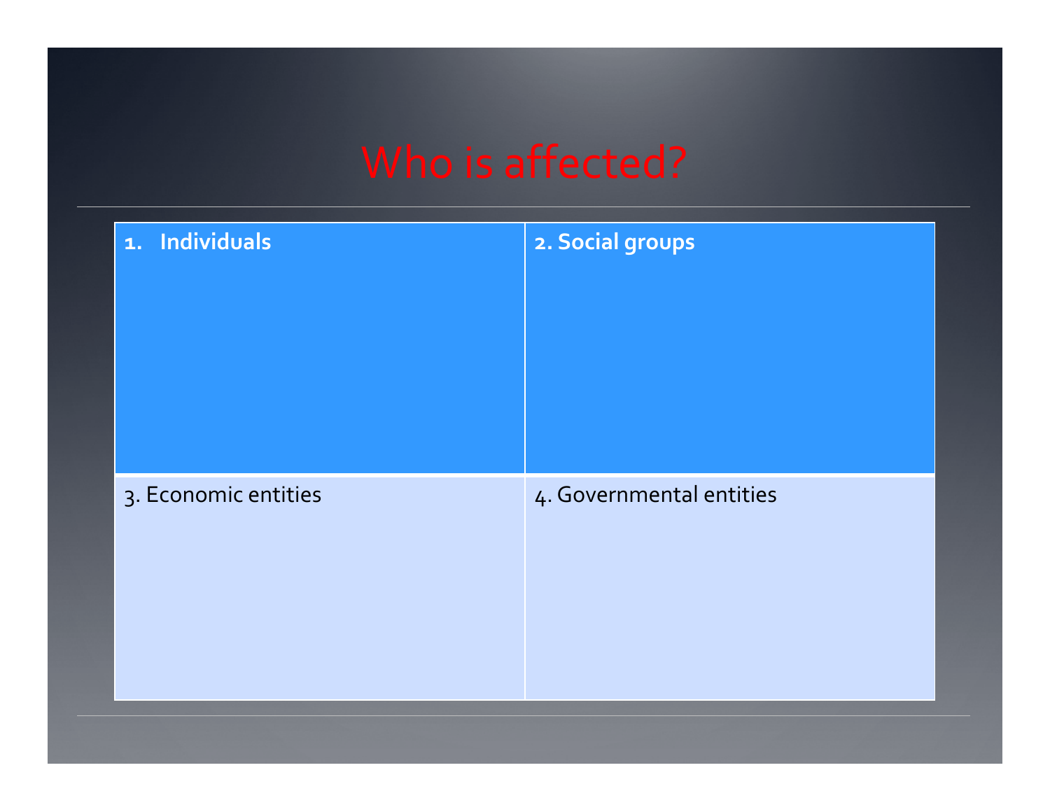# Who is affected?

| 1. Individuals | 2. Social groups |
|---|---|
| 3. Economic entities | 4. Governmental entities |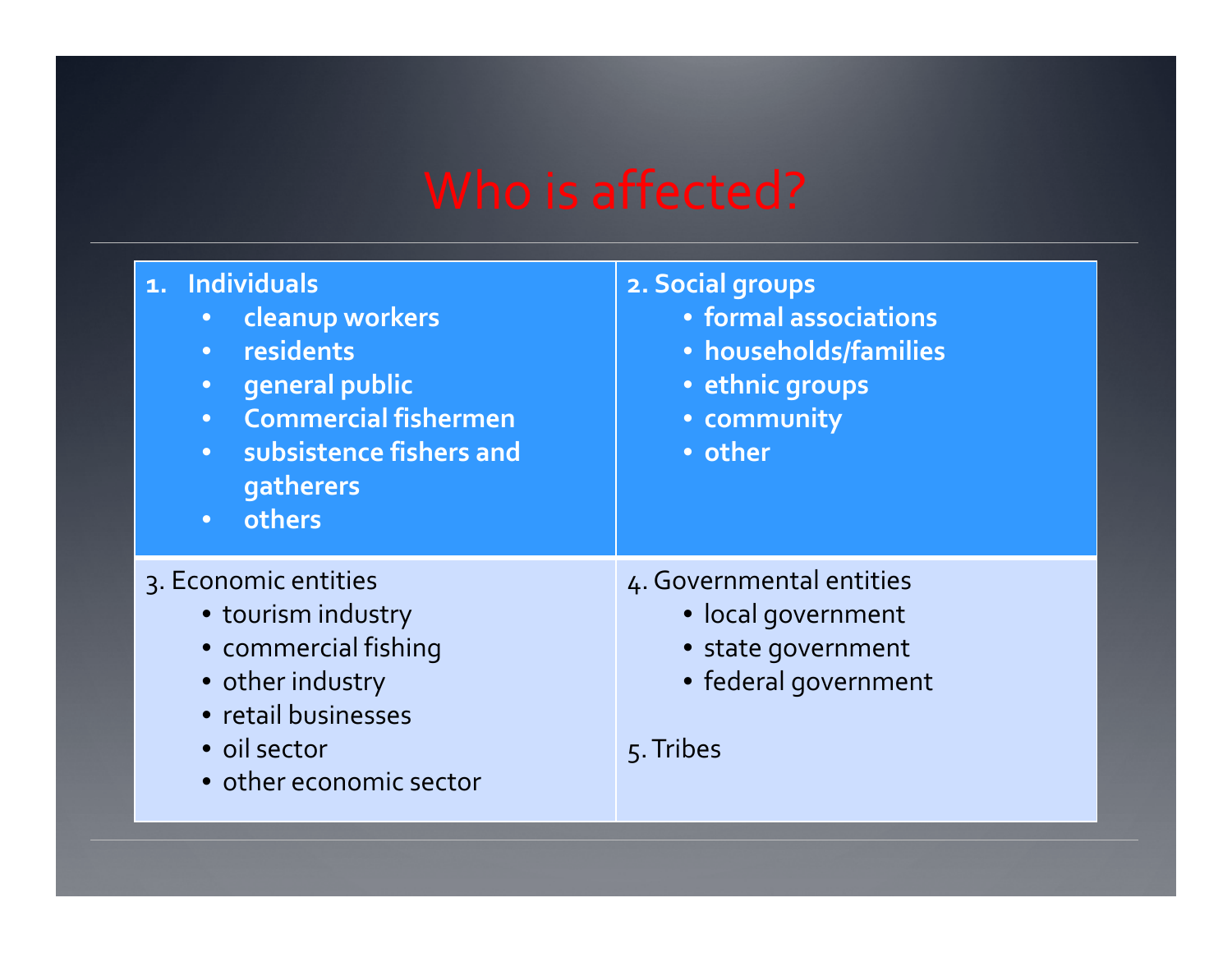# Who is affected?

**1. Individuals**
- **cleanup workers**
- **residents**
- **general public**
- **Commercial fishermen**
- **subsistence fishers and gatherers**
- **others**

**2. Social groups**
- **formal associations**
- **households/families**
- **ethnic groups**
- **community**
- **other**

3. Economic entities
- tourism industry
- commercial fishing
- other industry
- retail businesses
- oil sector
- other economic sector

4. Governmental entities
- local government
- state government
- federal government

5. Tribes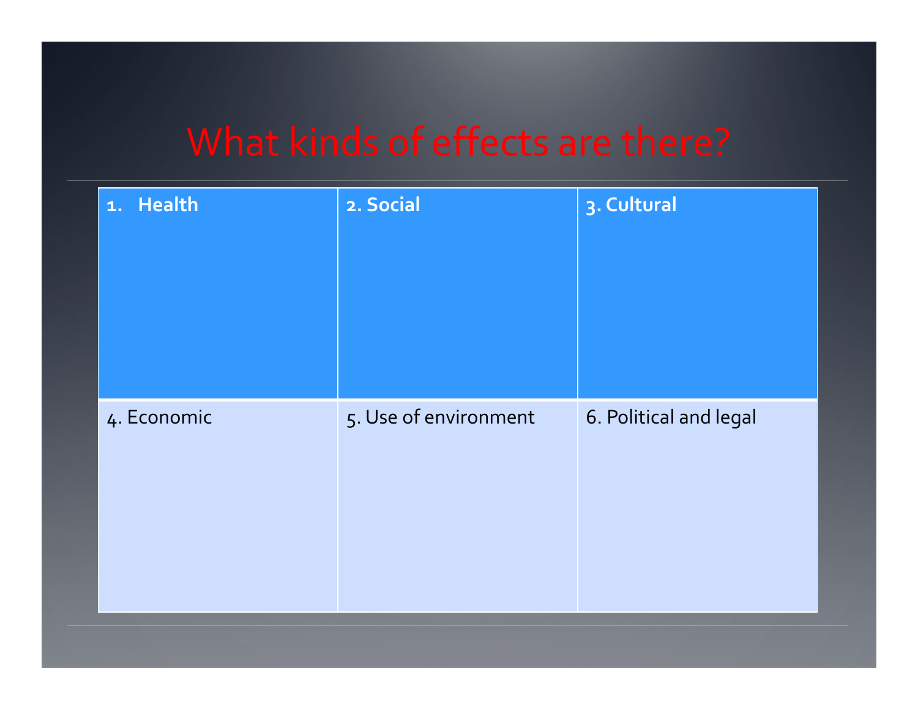# What kinds of effects are there?

| 1. **Health** | 2. **Social** | 3. **Cultural** |
| --- | --- | --- |
| 4. Economic | 5. Use of environment | 6. Political and legal |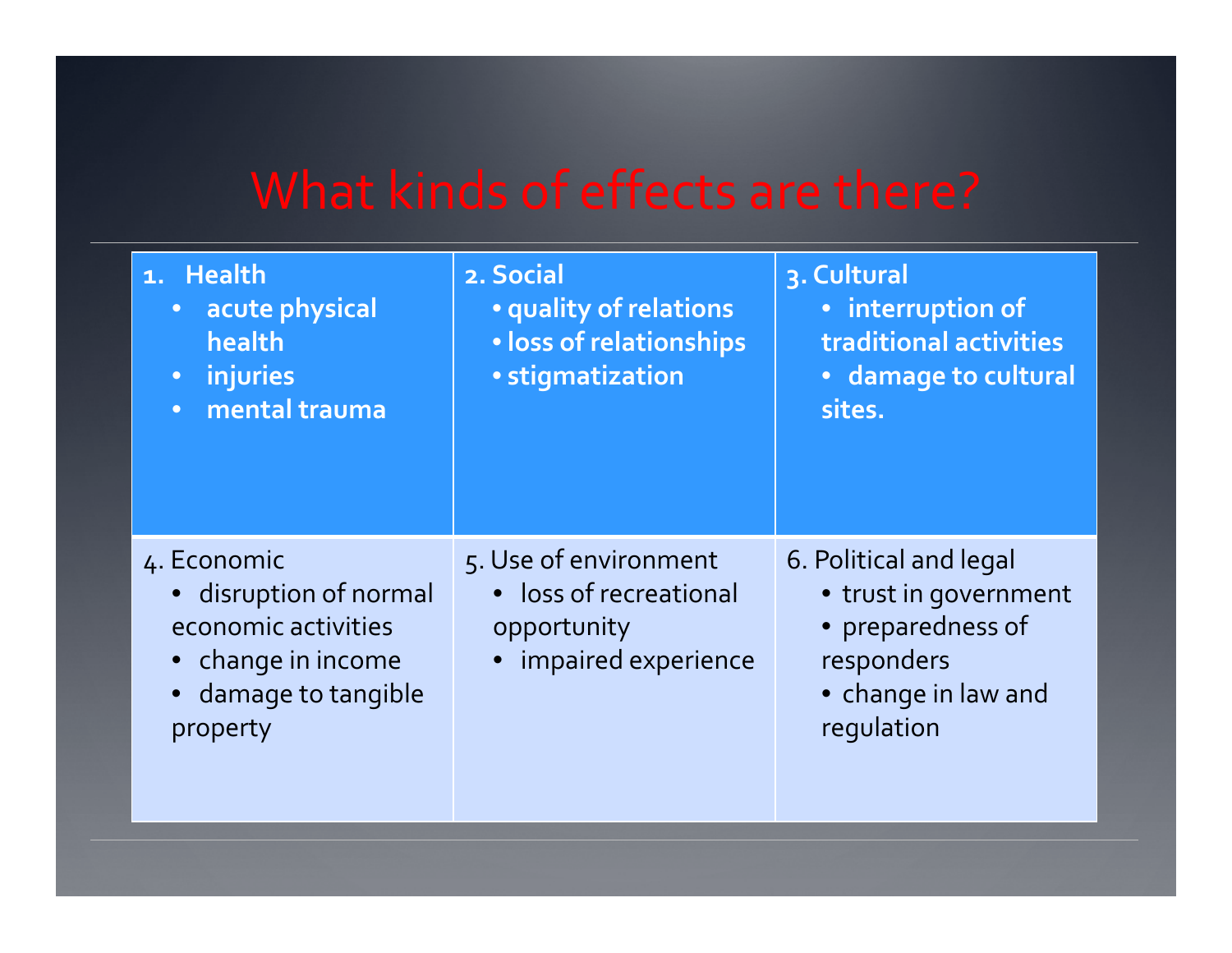# What kinds of effects are there?

| | | |
|---|---|---|
| **1. Health**<br>• **acute physical health**<br>• **injuries**<br>• **mental trauma** | **2. Social**<br>• **quality of relations**<br>• **loss of relationships**<br>• **stigmatization** | **3. Cultural**<br>• **interruption of traditional activities**<br>• **damage to cultural sites.** |
| 4. Economic<br>• disruption of normal economic activities<br>• change in income<br>• damage to tangible property | 5. Use of environment<br>• loss of recreational opportunity<br>• impaired experience | 6. Political and legal<br>• trust in government<br>• preparedness of responders<br>• change in law and regulation |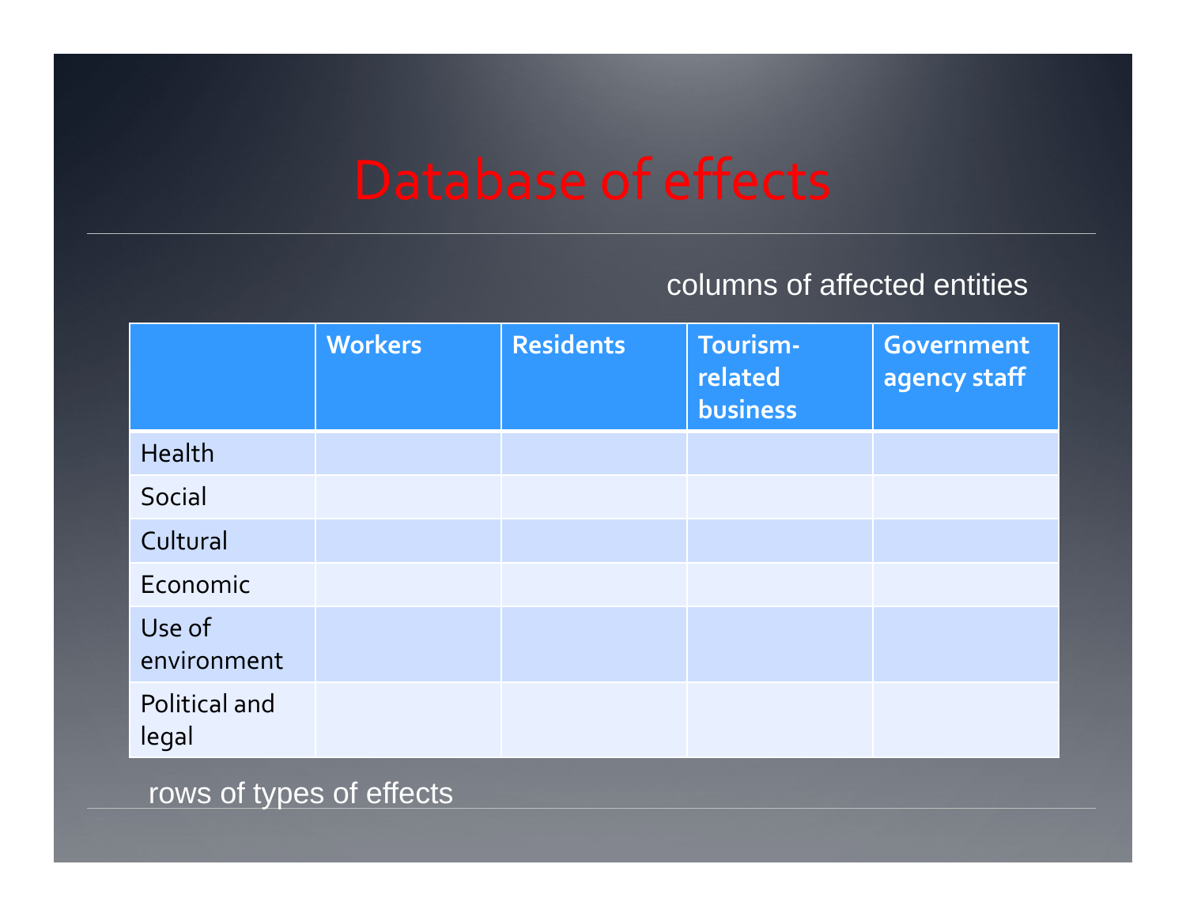# Database of effects

columns of affected entities

| | Workers | Residents | Tourism-related business | Government agency staff |
|---|---|---|---|---|
| Health | | | | |
| Social | | | | |
| Cultural | | | | |
| Economic | | | | |
| Use of environment | | | | |
| Political and legal | | | | |

rows of types of effects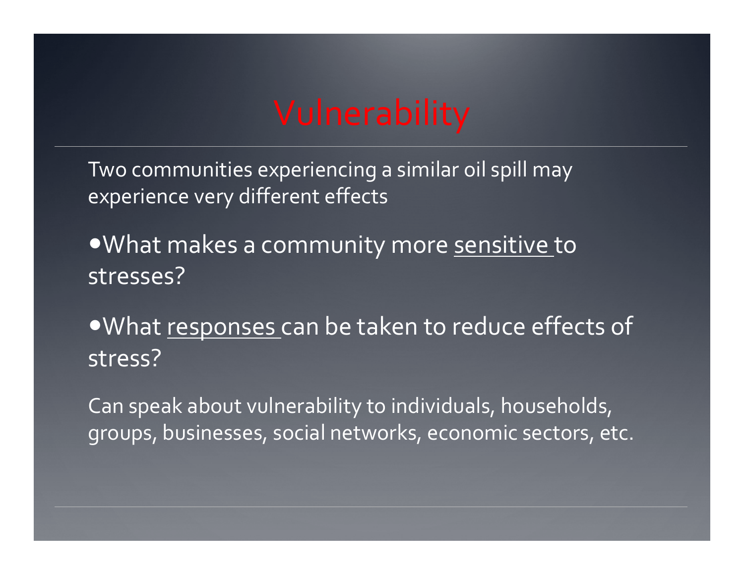# Vulnerability

Two communities experiencing a similar oil spill may experience very different effects

- What makes a community more <u>sensitive</u> to stresses?
- What <u>responses</u> can be taken to reduce effects of stress?

Can speak about vulnerability to individuals, households, groups, businesses, social networks, economic sectors, etc.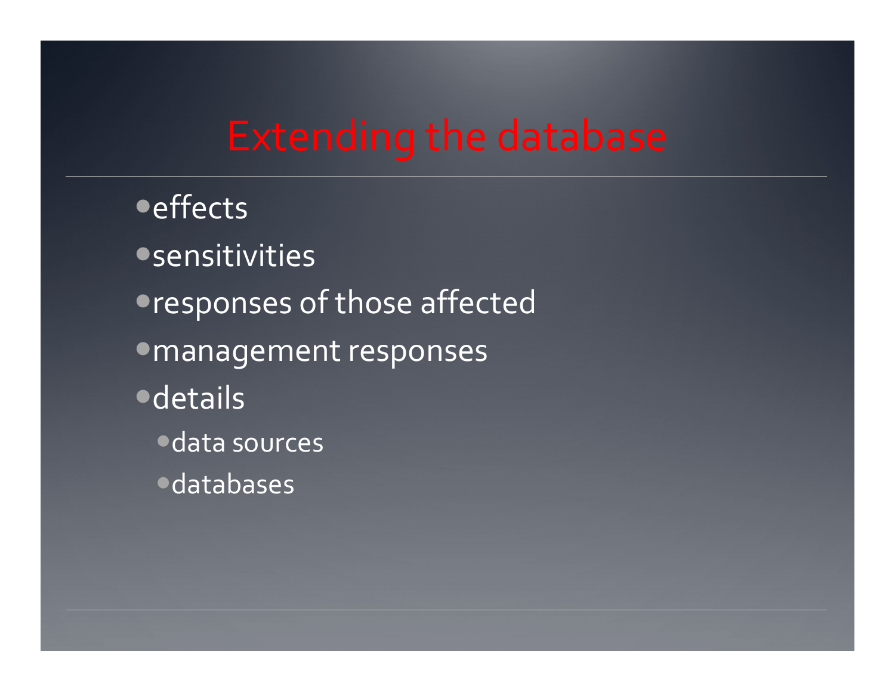# Extending the database

- effects
- sensitivities
- responses of those affected
- management responses
- details
  - data sources
  - databases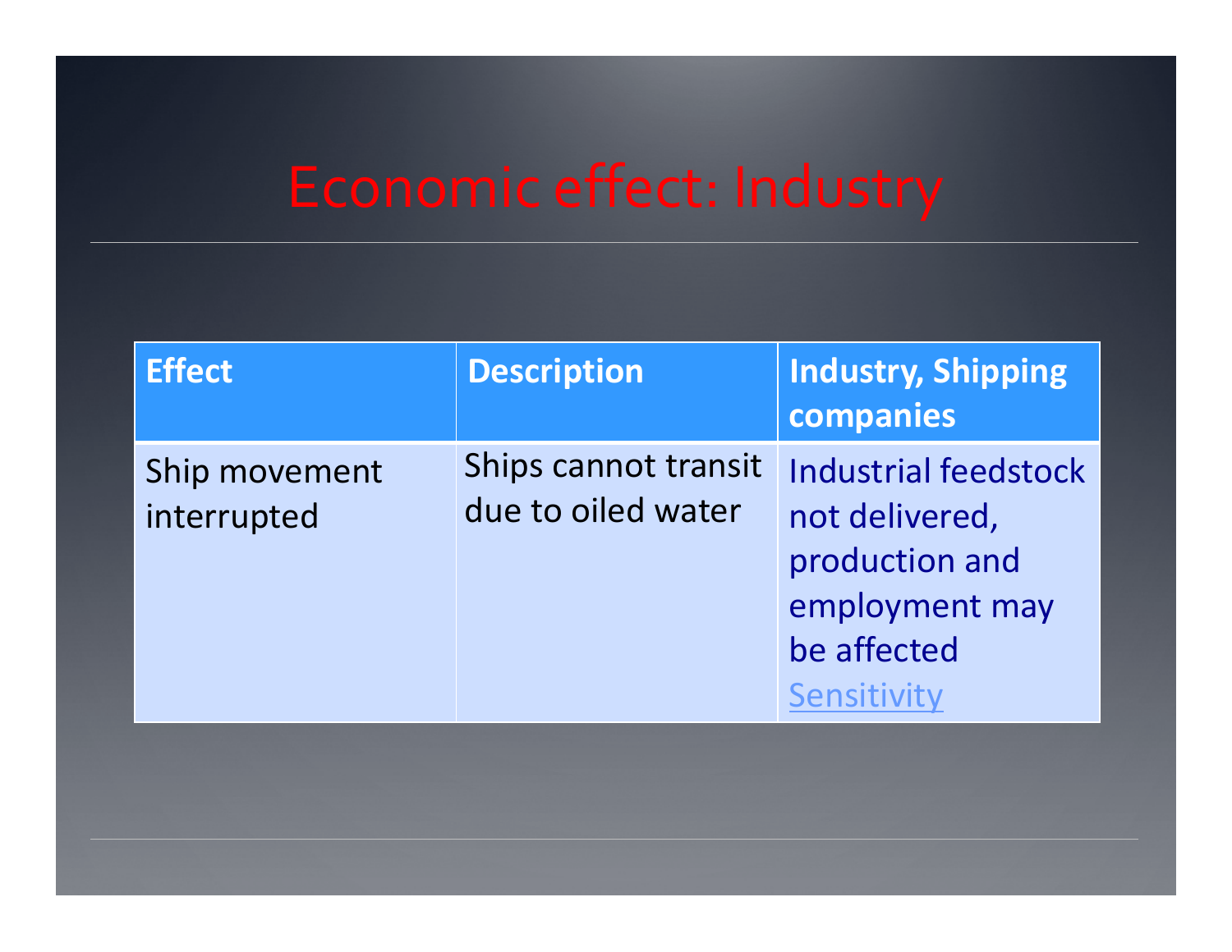# Economic effect: Industry

| Effect | Description | Industry, Shipping companies |
| --- | --- | --- |
| Ship movement interrupted | Ships cannot transit due to oiled water | Industrial feedstock not delivered, production and employment may be affected Sensitivity |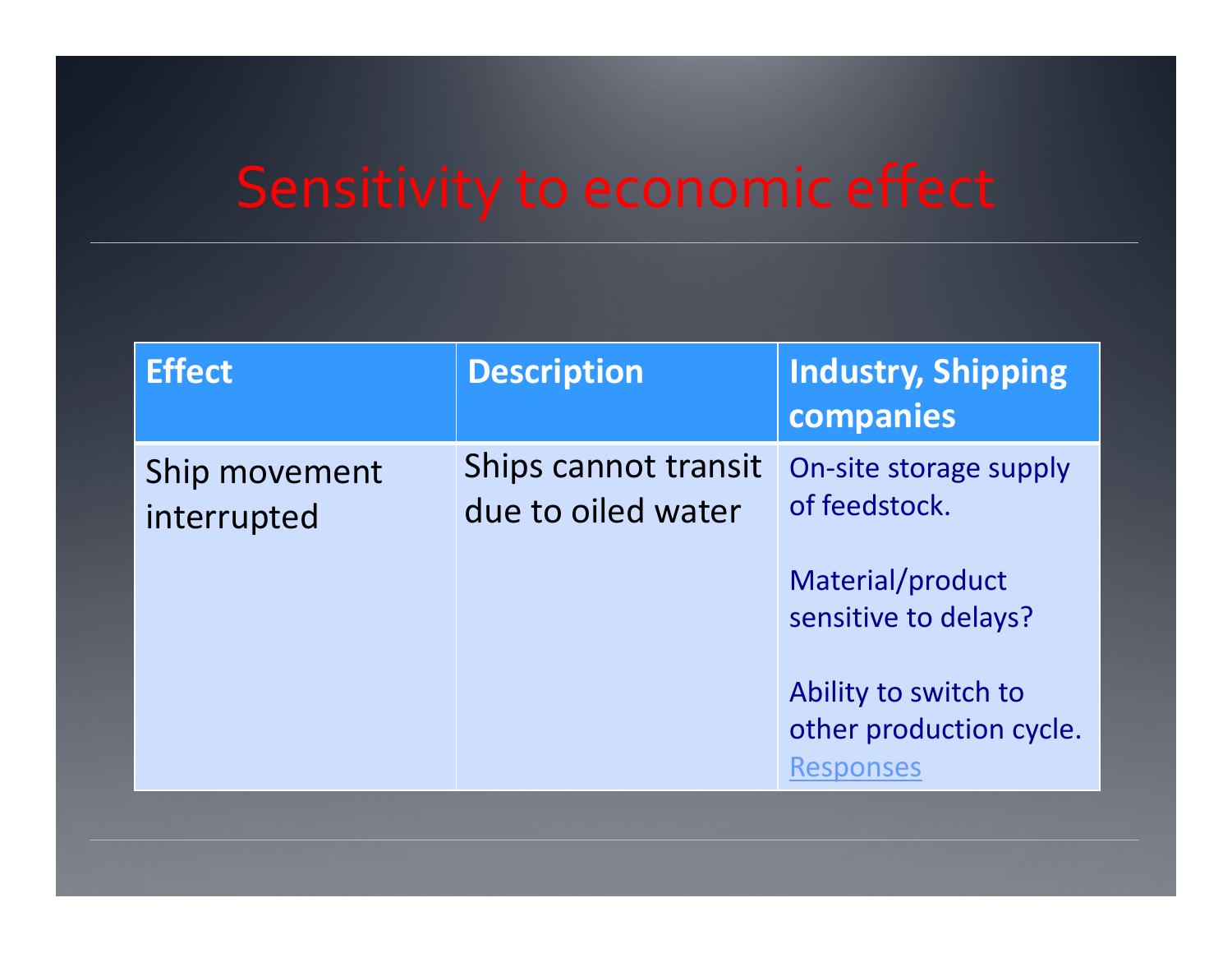# Sensitivity to economic effect

| Effect | Description | Industry, Shipping companies |
|---|---|---|
| Ship movement interrupted | Ships cannot transit due to oiled water | On-site storage supply of feedstock.<br><br>Material/product sensitive to delays?<br><br>Ability to switch to other production cycle.<br>Responses |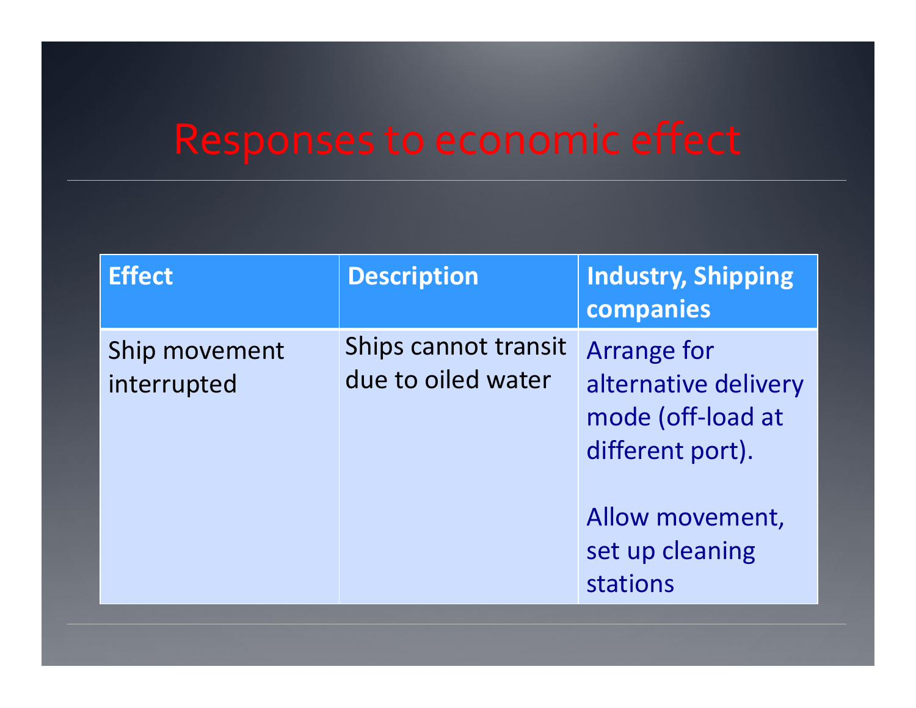# Responses to economic effect

| Effect | Description | Industry, Shipping companies |
| --- | --- | --- |
| Ship movement interrupted | Ships cannot transit due to oiled water | Arrange for alternative delivery mode (off-load at different port).<br><br>Allow movement, set up cleaning stations |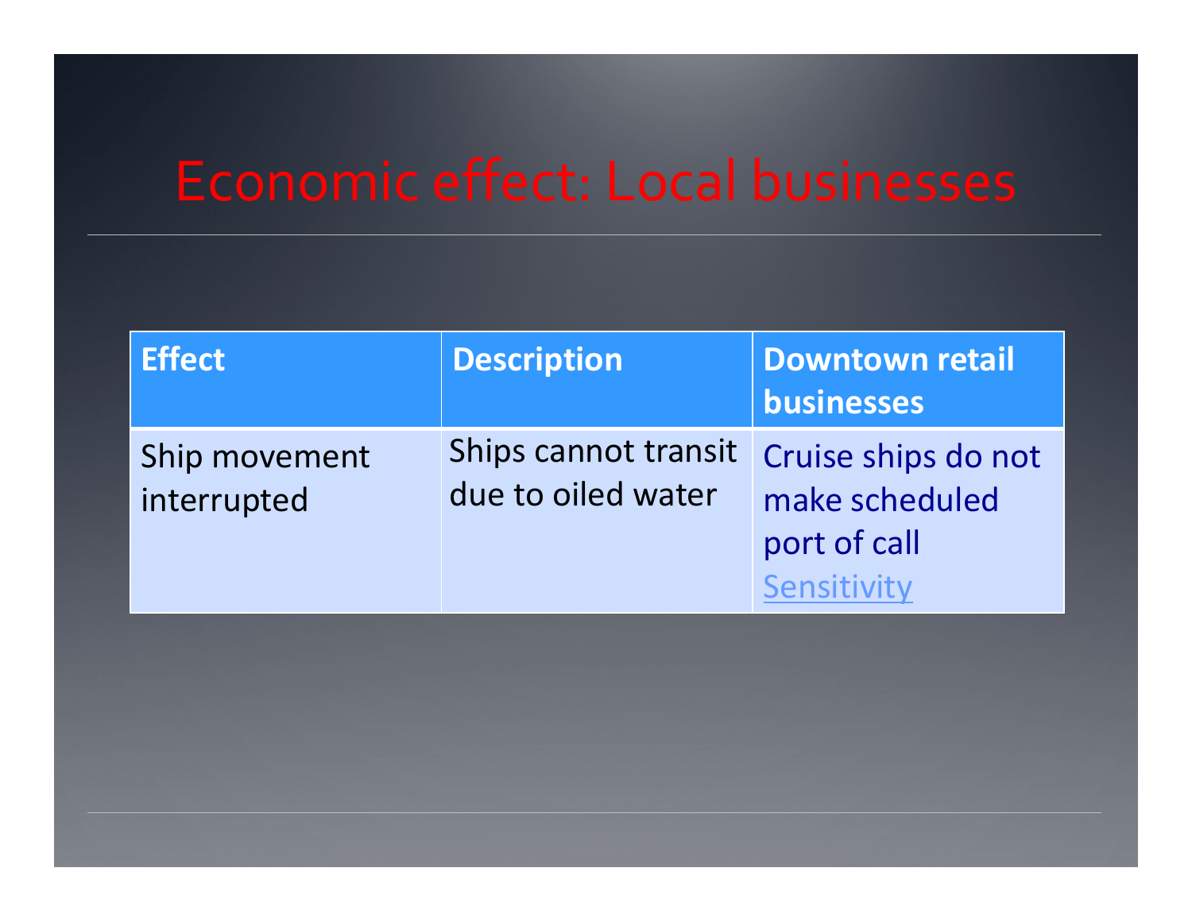# Economic effect: Local businesses

| Effect | Description | Downtown retail businesses |
| --- | --- | --- |
| Ship movement interrupted | Ships cannot transit due to oiled water | Cruise ships do not make scheduled port of call Sensitivity |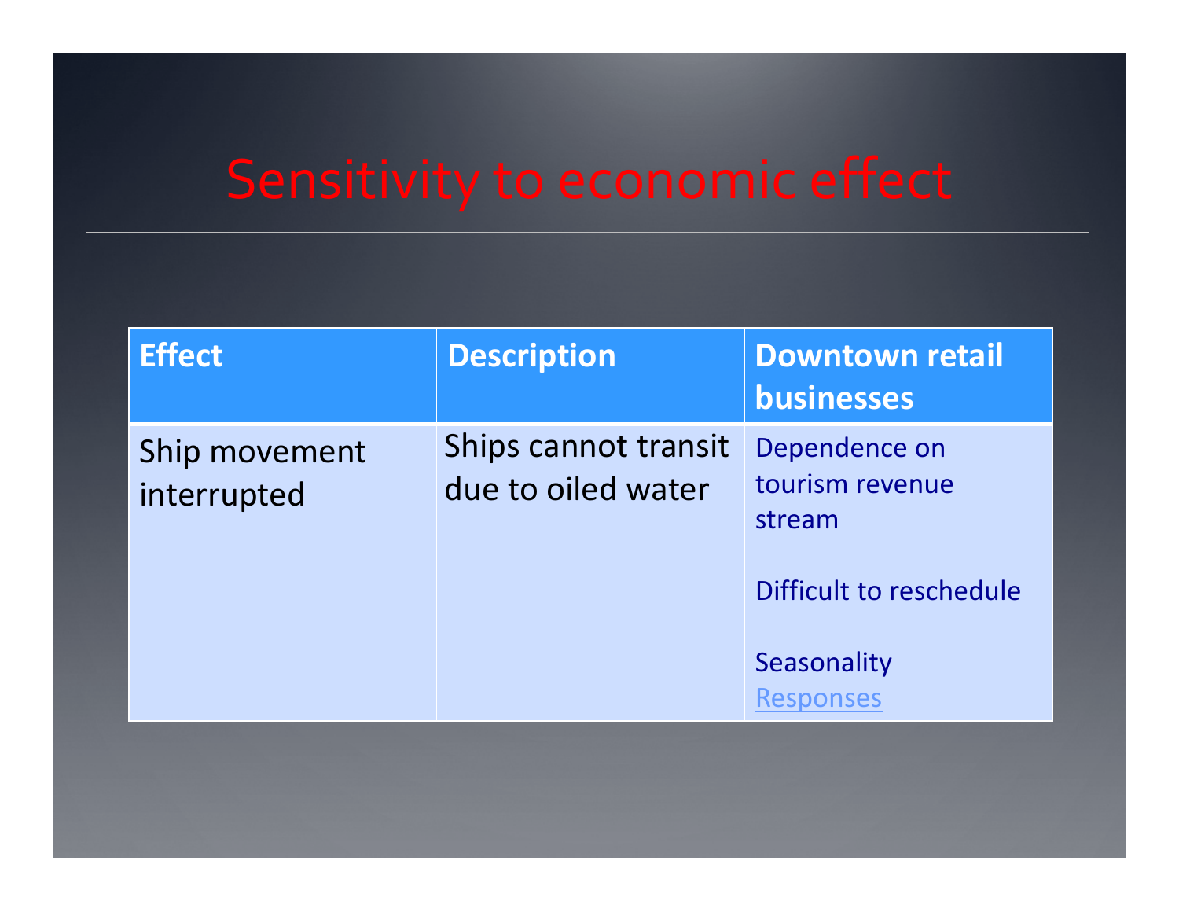# Sensitivity to economic effect

| Effect | Description | Downtown retail businesses |
| --- | --- | --- |
| Ship movement interrupted | Ships cannot transit due to oiled water | Dependence on tourism revenue stream<br><br>Difficult to reschedule<br><br>Seasonality<br>Responses |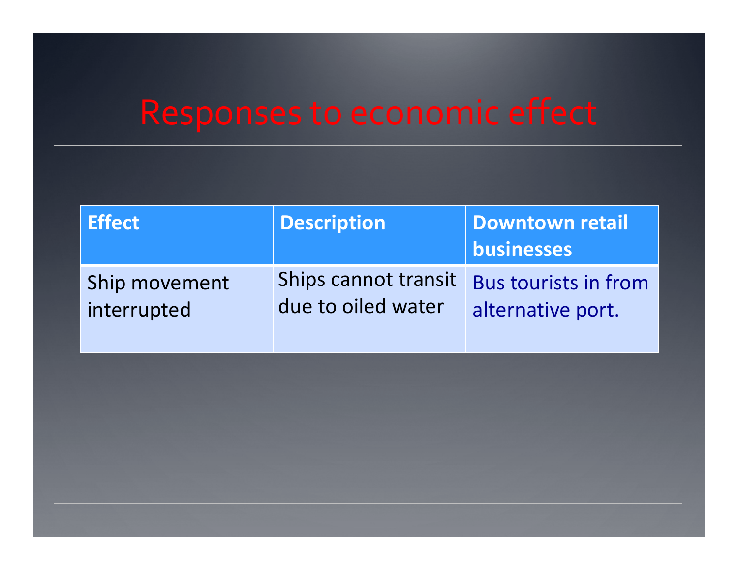# Responses to economic effect

| Effect | Description | Downtown retail businesses |
|---|---|---|
| Ship movement interrupted | Ships cannot transit due to oiled water | Bus tourists in from alternative port. |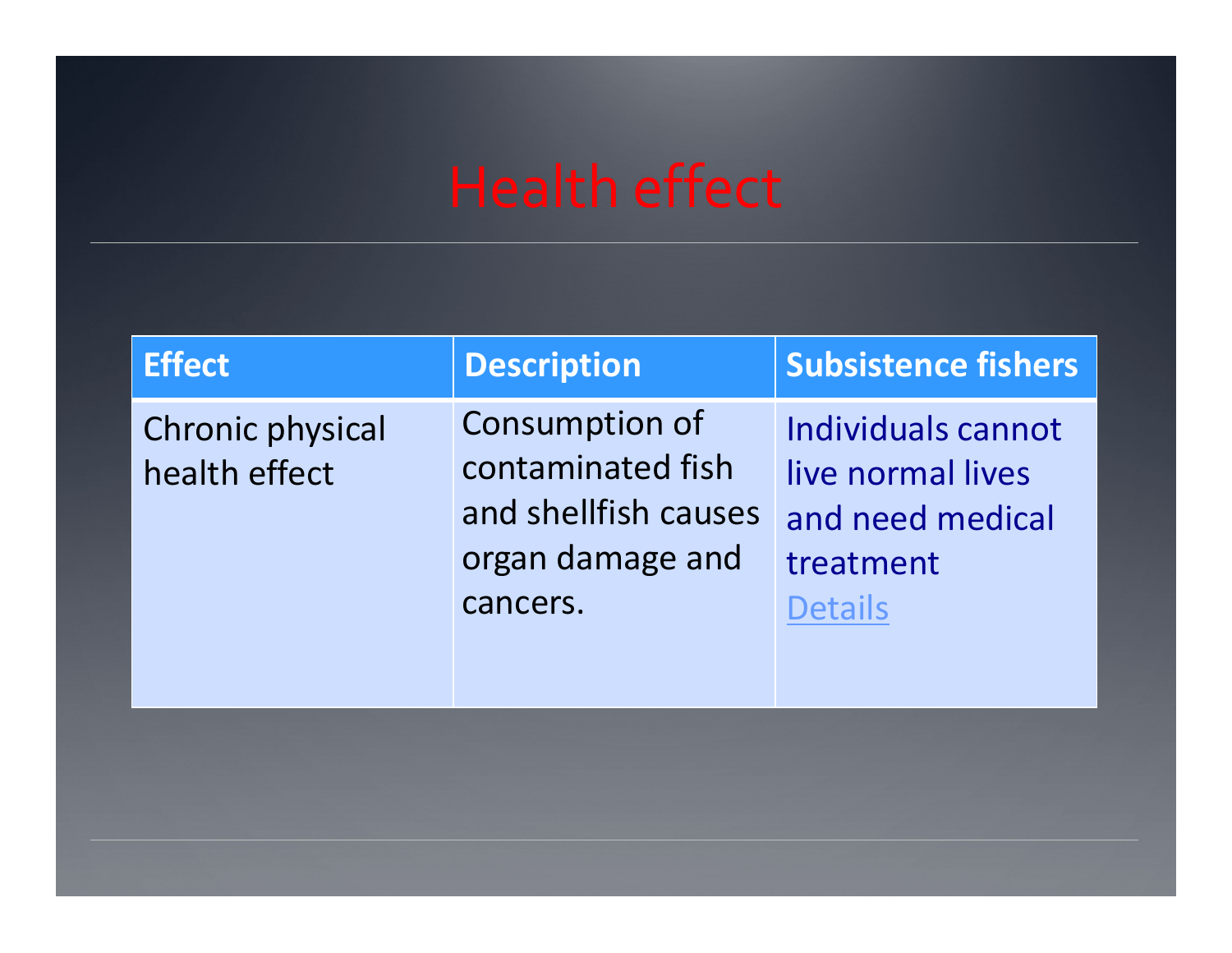# Health effect

| Effect | Description | Subsistence fishers |
|---|---|---|
| Chronic physical health effect | Consumption of contaminated fish and shellfish causes organ damage and cancers. | Individuals cannot live normal lives and need medical treatment Details |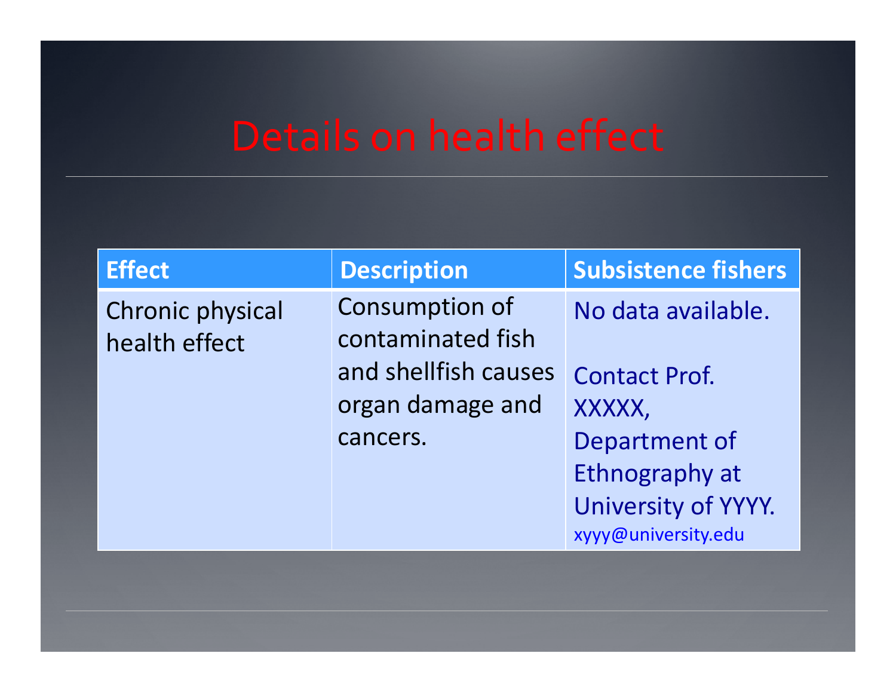# Details on health effect

| Effect | Description | Subsistence fishers |
| --- | --- | --- |
| Chronic physical health effect | Consumption of contaminated fish and shellfish causes organ damage and cancers. | No data available. Contact Prof. XXXXX, Department of Ethnography at University of YYYY. xyyy@university.edu |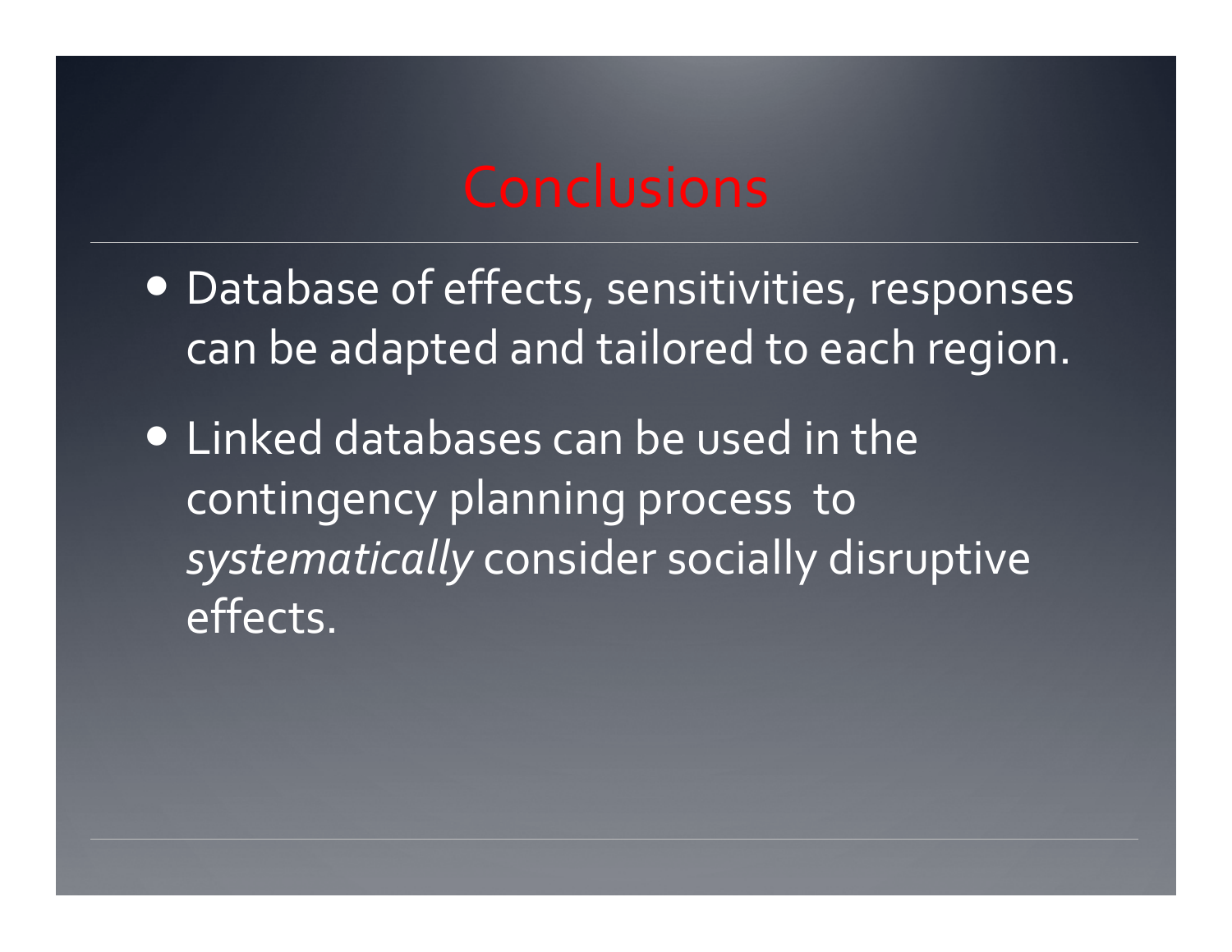# Conclusions

- Database of effects, sensitivities, responses can be adapted and tailored to each region.
- Linked databases can be used in the contingency planning process to *systematically* consider socially disruptive effects.